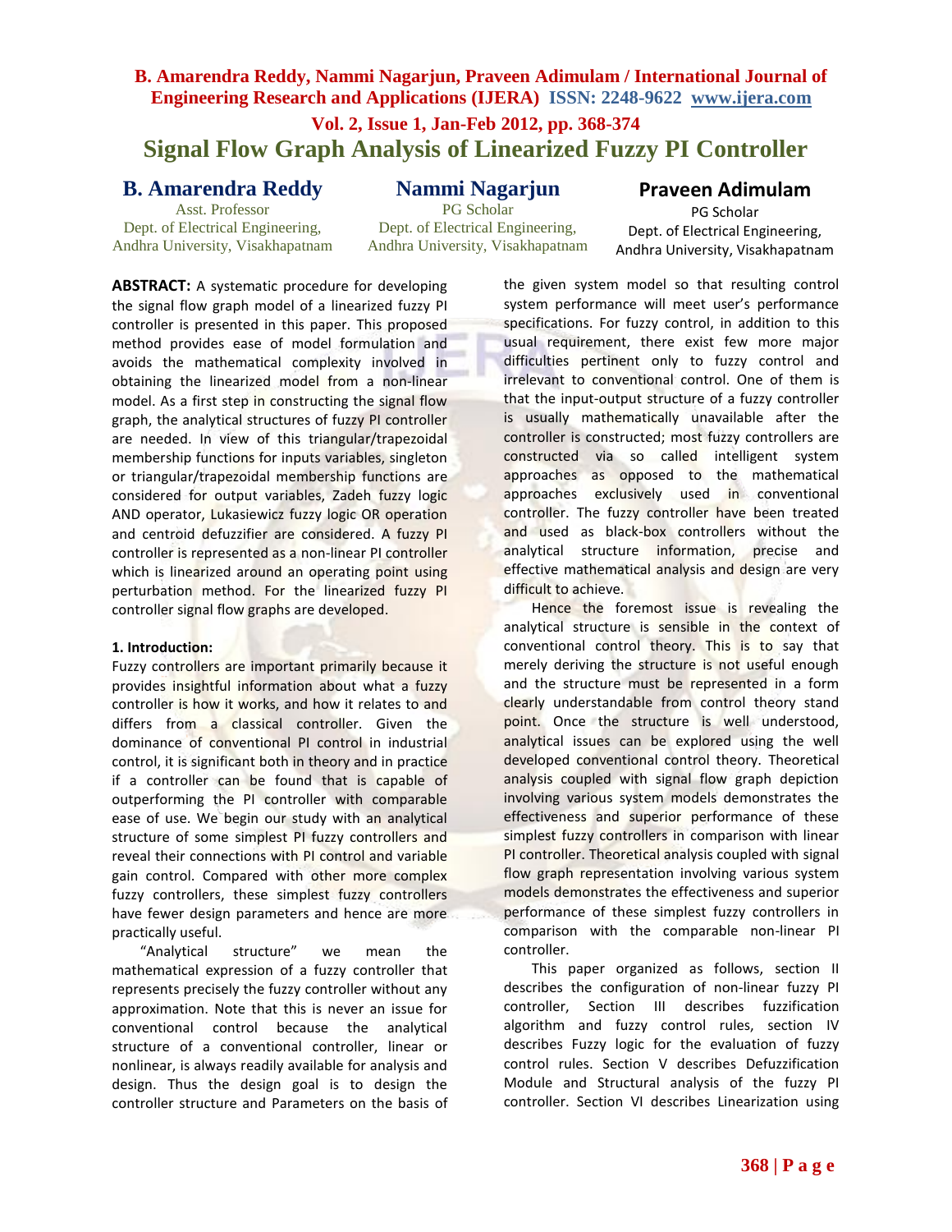# Signal Flow Graph Analysis of Linearized Fuzzy PI Controller

**B. Amarendra Reddy**
Asst. Professor
Dept. of Electrical Engineering,
Andhra University, Visakhapatnam

**Nammi Nagarjun**
PG Scholar
Dept. of Electrical Engineering,
Andhra University, Visakhapatnam

**Praveen Adimulam**
PG Scholar
Dept. of Electrical Engineering,
Andhra University, Visakhapatnam

**ABSTRACT:** A systematic procedure for developing the signal flow graph model of a linearized fuzzy PI controller is presented in this paper. This proposed method provides ease of model formulation and avoids the mathematical complexity involved in obtaining the linearized model from a non-linear model. As a first step in constructing the signal flow graph, the analytical structures of fuzzy PI controller are needed. In view of this triangular/trapezoidal membership functions for inputs variables, singleton or triangular/trapezoidal membership functions are considered for output variables, Zadeh fuzzy logic AND operator, Lukasiewicz fuzzy logic OR operation and centroid defuzzifier are considered. A fuzzy PI controller is represented as a non-linear PI controller which is linearized around an operating point using perturbation method. For the linearized fuzzy PI controller signal flow graphs are developed.

**1. Introduction:**

Fuzzy controllers are important primarily because it provides insightful information about what a fuzzy controller is how it works, and how it relates to and differs from a classical controller. Given the dominance of conventional PI control in industrial control, it is significant both in theory and in practice if a controller can be found that is capable of outperforming the PI controller with comparable ease of use. We begin our study with an analytical structure of some simplest PI fuzzy controllers and reveal their connections with PI control and variable gain control. Compared with other more complex fuzzy controllers, these simplest fuzzy controllers have fewer design parameters and hence are more practically useful.

"Analytical structure" we mean the mathematical expression of a fuzzy controller that represents precisely the fuzzy controller without any approximation. Note that this is never an issue for conventional control because the analytical structure of a conventional controller, linear or nonlinear, is always readily available for analysis and design. Thus the design goal is to design the controller structure and Parameters on the basis of the given system model so that resulting control system performance will meet user's performance specifications. For fuzzy control, in addition to this usual requirement, there exist few more major difficulties pertinent only to fuzzy control and irrelevant to conventional control. One of them is that the input-output structure of a fuzzy controller is usually mathematically unavailable after the controller is constructed; most fuzzy controllers are constructed via so called intelligent system approaches as opposed to the mathematical approaches exclusively used in conventional controller. The fuzzy controller have been treated and used as black-box controllers without the analytical structure information, precise and effective mathematical analysis and design are very difficult to achieve.

Hence the foremost issue is revealing the analytical structure is sensible in the context of conventional control theory. This is to say that merely deriving the structure is not useful enough and the structure must be represented in a form clearly understandable from control theory stand point. Once the structure is well understood, analytical issues can be explored using the well developed conventional control theory. Theoretical analysis coupled with signal flow graph depiction involving various system models demonstrates the effectiveness and superior performance of these simplest fuzzy controllers in comparison with linear PI controller. Theoretical analysis coupled with signal flow graph representation involving various system models demonstrates the effectiveness and superior performance of these simplest fuzzy controllers in comparison with the comparable non-linear PI controller.

This paper organized as follows, section II describes the configuration of non-linear fuzzy PI controller, Section III describes fuzzification algorithm and fuzzy control rules, section IV describes Fuzzy logic for the evaluation of fuzzy control rules. Section V describes Defuzzification Module and Structural analysis of the fuzzy PI controller. Section VI describes Linearization using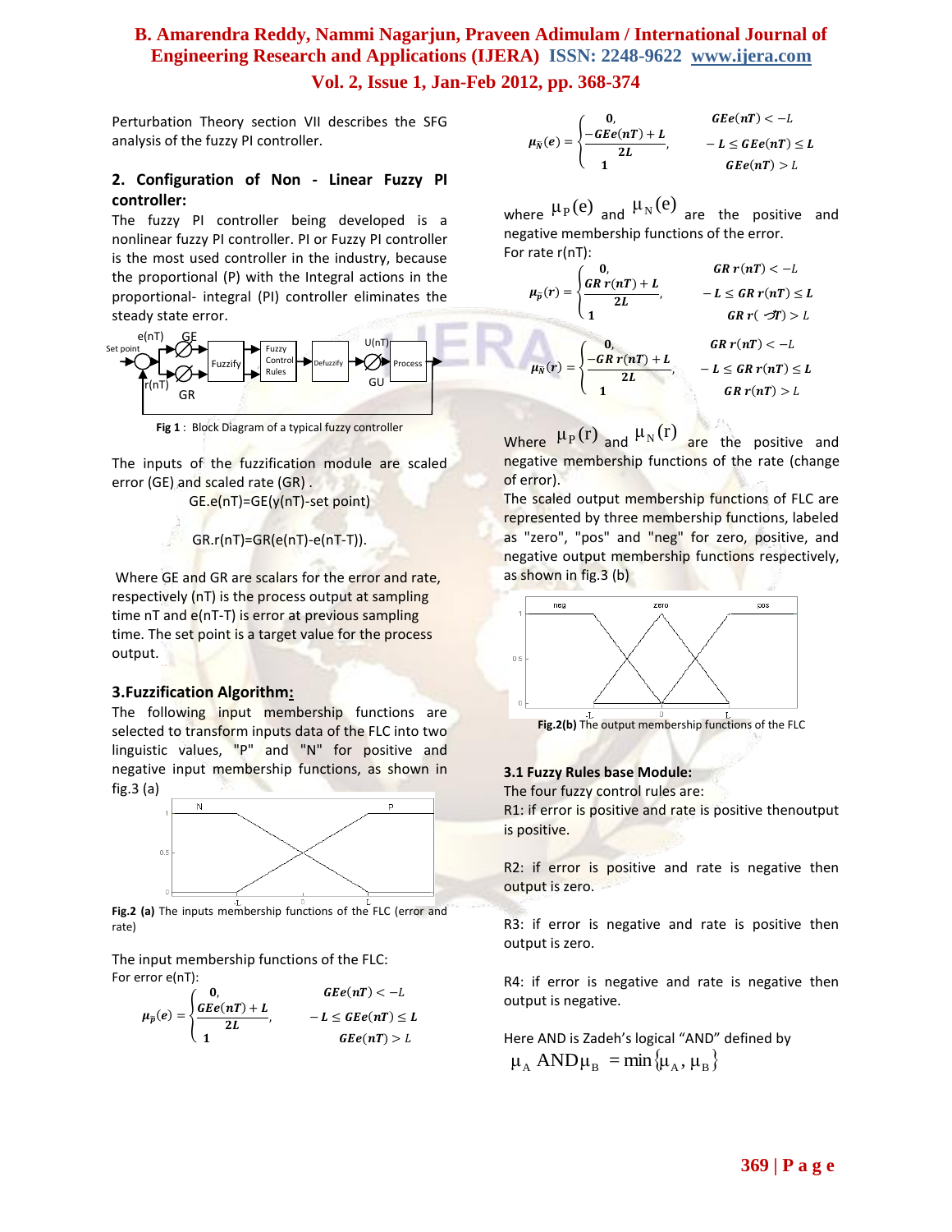Perturbation Theory section VII describes the SFG analysis of the fuzzy PI controller.

## 2. Configuration of Non - Linear Fuzzy PI controller:

The fuzzy PI controller being developed is a nonlinear fuzzy PI controller. PI or Fuzzy PI controller is the most used controller in the industry, because the proportional (P) with the Integral actions in the proportional- integral (PI) controller eliminates the steady state error.

**Fig 1** : Block Diagram of a typical fuzzy controller

The inputs of the fuzzification module are scaled error (GE) and scaled rate (GR) .

GE.e(nT)=GE(y(nT)-set point)

GR.r(nT)=GR(e(nT)-e(nT-T)).

Where GE and GR are scalars for the error and rate, respectively (nT) is the process output at sampling time nT and e(nT-T) is error at previous sampling time. The set point is a target value for the process output.

## 3.Fuzzification Algorithm:

The following input membership functions are selected to transform inputs data of the FLC into two linguistic values, "P" and "N" for positive and negative input membership functions, as shown in fig.3 (a)

**Fig.2 (a)** The inputs membership functions of the FLC (error and rate)

The input membership functions of the FLC:

For error e(nT):

$$\mu_{\tilde{P}}(e) = \begin{cases} 0, & GEe(nT) < -L \\ \dfrac{GEe(nT)+L}{2L}, & -L \le GEe(nT) \le L \\ 1 & GEe(nT) > L \end{cases}$$

$$\mu_{\tilde{N}}(e) = \begin{cases} 0, & GEe(nT) < -L \\ \dfrac{-GEe(nT)+L}{2L}, & -L \le GEe(nT) \le L \\ 1 & GEe(nT) > L \end{cases}$$

where $\mu_P(e)$ and $\mu_N(e)$ are the positive and negative membership functions of the error.

For rate r(nT):

$$\mu_{\tilde{P}}(r) = \begin{cases} 0, & GR\,r(nT) < -L \\ \dfrac{GR\,r(nT)+L}{2L}, & -L \le GR\,r(nT) \le L \\ 1 & GR\,r(nT) > L \end{cases}$$

$$\mu_{\tilde{N}}(r) = \begin{cases} 0, & GR\,r(nT) < -L \\ \dfrac{-GR\,r(nT)+L}{2L}, & -L \le GR\,r(nT) \le L \\ 1 & GR\,r(nT) > L \end{cases}$$

Where $\mu_P(r)$ and $\mu_N(r)$ are the positive and negative membership functions of the rate (change of error).

The scaled output membership functions of FLC are represented by three membership functions, labeled as "zero", "pos" and "neg" for zero, positive, and negative output membership functions respectively, as shown in fig.3 (b)

**Fig.2(b)** The output membership functions of the FLC

### 3.1 Fuzzy Rules base Module:

The four fuzzy control rules are:

R1: if error is positive and rate is positive thenoutput is positive.

R2: if error is positive and rate is negative then output is zero.

R3: if error is negative and rate is positive then output is zero.

R4: if error is negative and rate is negative then output is negative.

Here AND is Zadeh's logical "AND" defined by

$$\mu_A \text{ AND} \mu_B = \min\{\mu_A, \mu_B\}$$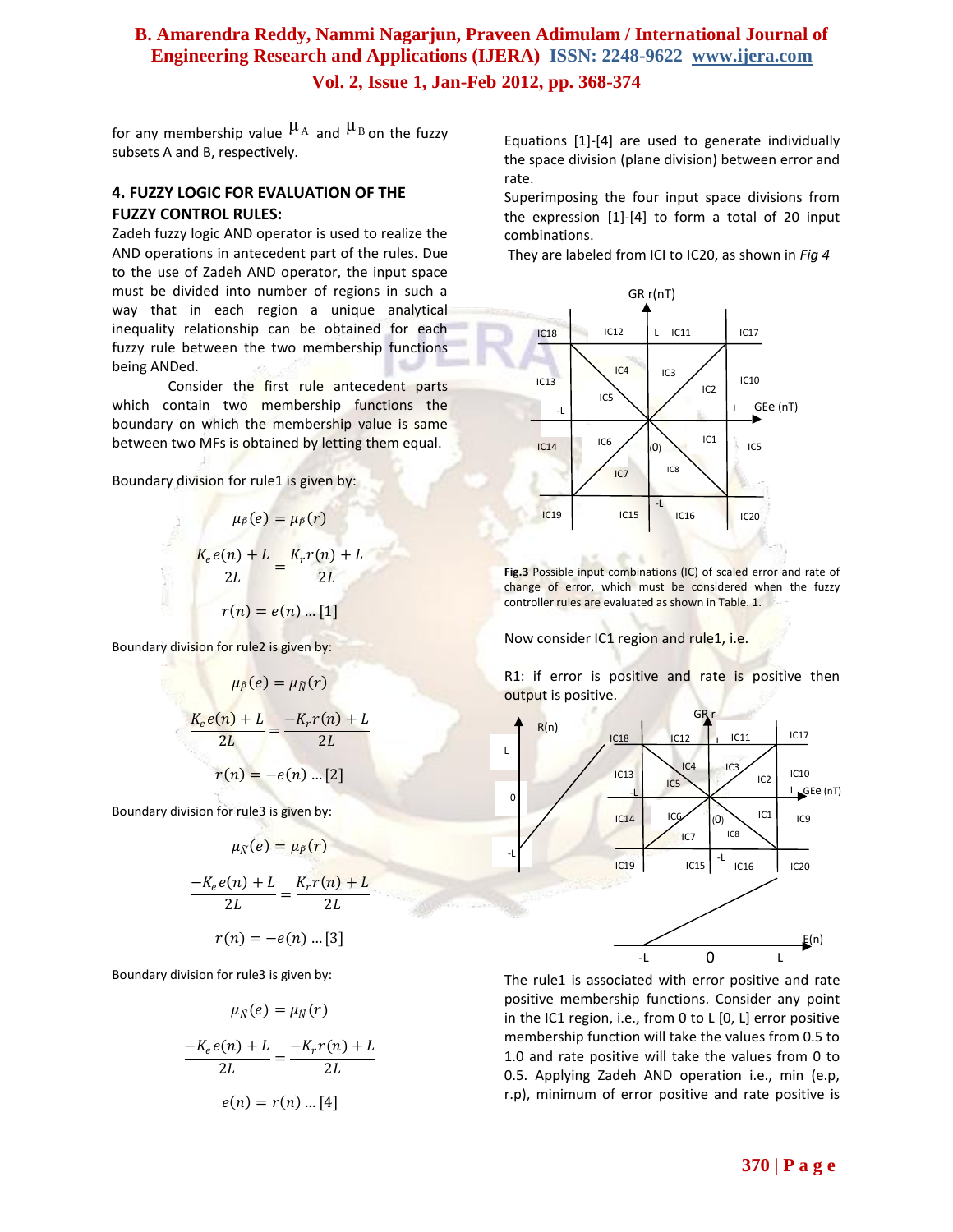for any membership value $\mu_A$ and $\mu_B$ on the fuzzy subsets A and B, respectively.

## 4. FUZZY LOGIC FOR EVALUATION OF THE FUZZY CONTROL RULES:

Zadeh fuzzy logic AND operator is used to realize the AND operations in antecedent part of the rules. Due to the use of Zadeh AND operator, the input space must be divided into number of regions in such a way that in each region a unique analytical inequality relationship can be obtained for each fuzzy rule between the two membership functions being ANDed.

Consider the first rule antecedent parts which contain two membership functions the boundary on which the membership value is same between two MFs is obtained by letting them equal.

Boundary division for rule1 is given by:

$$\mu_{\tilde{P}}(e) = \mu_{\tilde{P}}(r)$$

$$\frac{K_e e(n) + L}{2L} = \frac{K_r r(n) + L}{2L}$$

$$r(n) = e(n) \ldots [1]$$

Boundary division for rule2 is given by:

$$\mu_{\tilde{P}}(e) = \mu_{\tilde{N}}(r)$$

$$\frac{K_e e(n) + L}{2L} = \frac{-K_r r(n) + L}{2L}$$

$$r(n) = -e(n) \ldots [2]$$

Boundary division for rule3 is given by:

$$\mu_{\tilde{N}}(e) = \mu_{\tilde{P}}(r)$$

$$\frac{-K_e e(n) + L}{2L} = \frac{K_r r(n) + L}{2L}$$

$$r(n) = -e(n) \ldots [3]$$

Boundary division for rule3 is given by:

$$\mu_{\tilde{N}}(e) = \mu_{\tilde{N}}(r)$$

$$\frac{-K_e e(n) + L}{2L} = \frac{-K_r r(n) + L}{2L}$$

$$e(n) = r(n) \ldots [4]$$

Equations [1]-[4] are used to generate individually the space division (plane division) between error and rate.

Superimposing the four input space divisions from the expression [1]-[4] to form a total of 20 input combinations.

They are labeled from ICI to IC20, as shown in *Fig 4*

**Fig.3** Possible input combinations (IC) of scaled error and rate of change of error, which must be considered when the fuzzy controller rules are evaluated as shown in Table. 1.

Now consider IC1 region and rule1, i.e.

R1: if error is positive and rate is positive then output is positive.

The rule1 is associated with error positive and rate positive membership functions. Consider any point in the IC1 region, i.e., from 0 to L [0, L] error positive membership function will take the values from 0.5 to 1.0 and rate positive will take the values from 0 to 0.5. Applying Zadeh AND operation i.e., min (e.p, r.p), minimum of error positive and rate positive is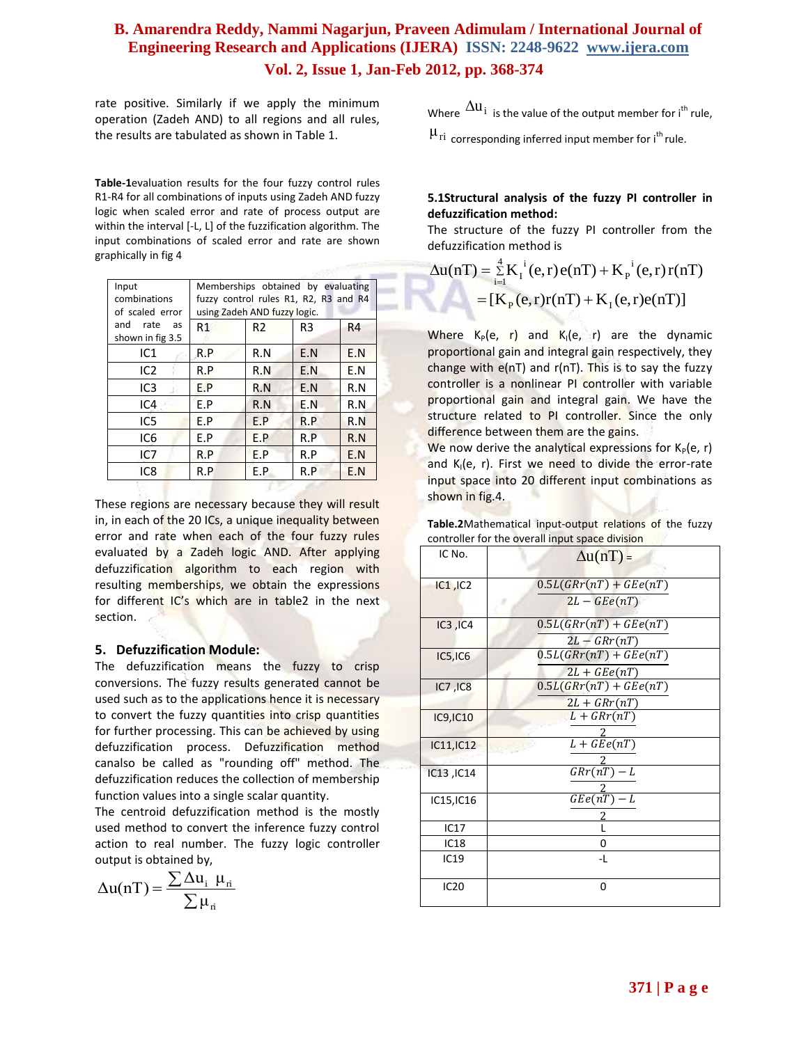rate positive. Similarly if we apply the minimum operation (Zadeh AND) to all regions and all rules, the results are tabulated as shown in Table 1.

**Table-1**evaluation results for the four fuzzy control rules R1-R4 for all combinations of inputs using Zadeh AND fuzzy logic when scaled error and rate of process output are within the interval [-L, L] of the fuzzification algorithm. The input combinations of scaled error and rate are shown graphically in fig 4

| Input combinations of scaled error and rate as shown in fig 3.5 | Memberships obtained by evaluating fuzzy control rules R1, R2, R3 and R4 using Zadeh AND fuzzy logic. | | | |
|---|---|---|---|---|
| | R1 | R2 | R3 | R4 |
| IC1 | R.P | R.N | E.N | E.N |
| IC2 | R.P | R.N | E.N | E.N |
| IC3 | E.P | R.N | E.N | R.N |
| IC4 | E.P | R.N | E.N | R.N |
| IC5 | E.P | E.P | R.P | R.N |
| IC6 | E.P | E.P | R.P | R.N |
| IC7 | R.P | E.P | R.P | E.N |
| IC8 | R.P | E.P | R.P | E.N |

These regions are necessary because they will result in, in each of the 20 ICs, a unique inequality between error and rate when each of the four fuzzy rules evaluated by a Zadeh logic AND. After applying defuzzification algorithm to each region with resulting memberships, we obtain the expressions for different IC's which are in table2 in the next section.

## 5. Defuzzification Module:

The defuzzification means the fuzzy to crisp conversions. The fuzzy results generated cannot be used such as to the applications hence it is necessary to convert the fuzzy quantities into crisp quantities for further processing. This can be achieved by using defuzzification process. Defuzzification method canalso be called as "rounding off" method. The defuzzification reduces the collection of membership function values into a single scalar quantity.

The centroid defuzzification method is the mostly used method to convert the inference fuzzy control action to real number. The fuzzy logic controller output is obtained by,

$$\Delta u(nT) = \frac{\sum \Delta u_i \ \mu_{ri}}{\sum \mu_{ri}}$$

Where $\Delta u_i$ is the value of the output member for i[th] rule, $\mu_{ri}$ corresponding inferred input member for i[th] rule.

### 5.1Structural analysis of the fuzzy PI controller in defuzzification method:

The structure of the fuzzy PI controller from the defuzzification method is

$$\Delta u(nT) = \sum_{i=1}^{4} K_I{}^i(e,r)\,e(nT) + K_P{}^i(e,r)\,r(nT)$$
$$= [K_P(e,r)r(nT) + K_I(e,r)e(nT)]$$

Where $K_P(e, r)$ and $K_I(e, r)$ are the dynamic proportional gain and integral gain respectively, they change with e(nT) and r(nT). This is to say the fuzzy controller is a nonlinear PI controller with variable proportional gain and integral gain. We have the structure related to PI controller. Since the only difference between them are the gains.

We now derive the analytical expressions for $K_P(e, r)$ and $K_I(e, r)$. First we need to divide the error-rate input space into 20 different input combinations as shown in fig.4.

**Table.2**Mathematical input-output relations of the fuzzy controller for the overall input space division

| IC No. | $\Delta u(nT)$ = |
|---|---|
| IC1 ,IC2 | $\frac{0.5L(GRr(nT) + GEe(nT))}{2L - GEe(nT)}$ |
| IC3 ,IC4 | $\frac{0.5L(GRr(nT) + GEe(nT))}{2L - GRr(nT)}$ |
| IC5,IC6 | $\frac{0.5L(GRr(nT) + GEe(nT))}{2L + GEe(nT)}$ |
| IC7 ,IC8 | $\frac{0.5L(GRr(nT) + GEe(nT))}{2L + GRr(nT)}$ |
| IC9,IC10 | $\frac{L + GRr(nT)}{2}$ |
| IC11,IC12 | $\frac{L + GEe(nT)}{2}$ |
| IC13 ,IC14 | $\frac{GRr(nT) - L}{2}$ |
| IC15,IC16 | $\frac{GEe(nT) - L}{2}$ |
| IC17 | L |
| IC18 | 0 |
| IC19 | -L |
| IC20 | 0 |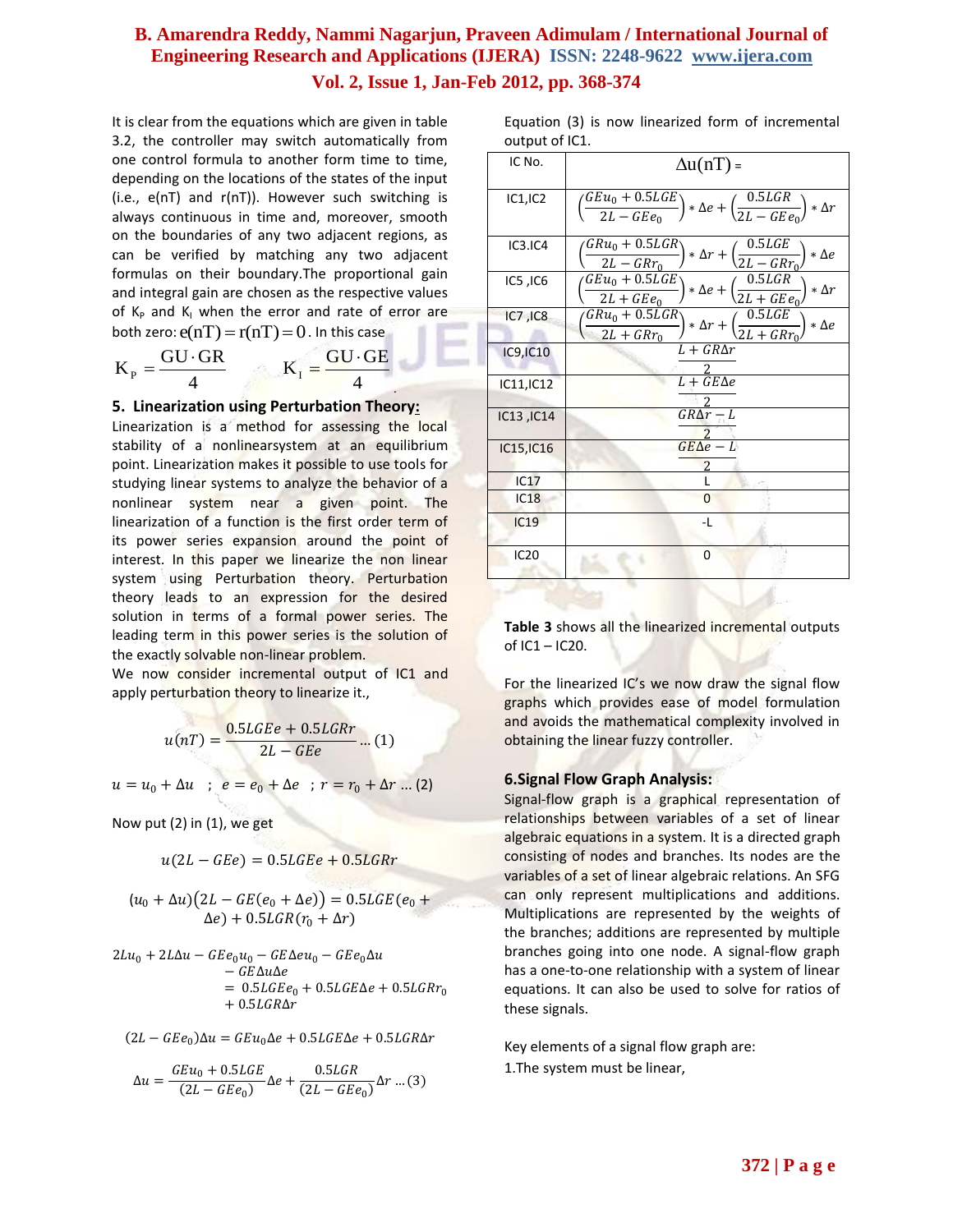It is clear from the equations which are given in table 3.2, the controller may switch automatically from one control formula to another form time to time, depending on the locations of the states of the input (i.e., e(nT) and r(nT)). However such switching is always continuous in time and, moreover, smooth on the boundaries of any two adjacent regions, as can be verified by matching any two adjacent formulas on their boundary.The proportional gain and integral gain are chosen as the respective values of $K_P$ and $K_I$ when the error and rate of error are both zero: $e(nT) = r(nT) = 0$. In this case

$$K_P = \frac{GU \cdot GR}{4} \qquad K_I = \frac{GU \cdot GE}{4}$$

## 5. Linearization using Perturbation Theory:

Linearization is a method for assessing the local stability of a nonlinearsystem at an equilibrium point. Linearization makes it possible to use tools for studying linear systems to analyze the behavior of a nonlinear system near a given point. The linearization of a function is the first order term of its power series expansion around the point of interest. In this paper we linearize the non linear system using Perturbation theory. Perturbation theory leads to an expression for the desired solution in terms of a formal power series. The leading term in this power series is the solution of the exactly solvable non-linear problem.

We now consider incremental output of IC1 and apply perturbation theory to linearize it.,

$$u(nT) = \frac{0.5LGEe + 0.5LGRr}{2L - GEe} \dots (1)$$

$$u = u_0 + \Delta u \quad ; \quad e = e_0 + \Delta e \quad ; \; r = r_0 + \Delta r \dots (2)$$

Now put (2) in (1), we get

$$u(2L - GEe) = 0.5LGEe + 0.5LGRr$$

$$(u_0 + \Delta u)\big(2L - GE(e_0 + \Delta e)\big) = 0.5LGE(e_0 + \Delta e) + 0.5LGR(r_0 + \Delta r)$$

$$2Lu_0 + 2L\Delta u - GEe_0u_0 - GE\Delta eu_0 - GEe_0\Delta u - GE\Delta u\Delta e = 0.5LGEe_0 + 0.5LGE\Delta e + 0.5LGRr_0 + 0.5LGR\Delta r$$

$$(2L - GEe_0)\Delta u = GEu_0\Delta e + 0.5LGE\Delta e + 0.5LGR\Delta r$$

$$\Delta u = \frac{GEu_0 + 0.5LGE}{(2L - GEe_0)}\Delta e + \frac{0.5LGR}{(2L - GEe_0)}\Delta r \dots (3)$$

Equation (3) is now linearized form of incremental output of IC1.

| IC No. | $\Delta u(nT) =$ |
|---|---|
| IC1,IC2 | $\left(\frac{GEu_0 + 0.5LGE}{2L - GEe_0}\right) * \Delta e + \left(\frac{0.5LGR}{2L - GEe_0}\right) * \Delta r$ |
| IC3.IC4 | $\left(\frac{GRu_0 + 0.5LGR}{2L - GRr_0}\right) * \Delta r + \left(\frac{0.5LGE}{2L - GRr_0}\right) * \Delta e$ |
| IC5 ,IC6 | $\left(\frac{GEu_0 + 0.5LGE}{2L + GEe_0}\right) * \Delta e + \left(\frac{0.5LGR}{2L + GEe_0}\right) * \Delta r$ |
| IC7 ,IC8 | $\left(\frac{GRu_0 + 0.5LGR}{2L + GRr_0}\right) * \Delta r + \left(\frac{0.5LGE}{2L + GRr_0}\right) * \Delta e$ |
| IC9,IC10 | $\frac{L + GR\Delta r}{2}$ |
| IC11,IC12 | $\frac{L + GE\Delta e}{2}$ |
| IC13 ,IC14 | $\frac{GR\Delta r - L}{2}$ |
| IC15,IC16 | $\frac{GE\Delta e - L}{2}$ |
| IC17 | L |
| IC18 | 0 |
| IC19 | -L |
| IC20 | 0 |

**Table 3** shows all the linearized incremental outputs of IC1 – IC20.

For the linearized IC's we now draw the signal flow graphs which provides ease of model formulation and avoids the mathematical complexity involved in obtaining the linear fuzzy controller.

## 6.Signal Flow Graph Analysis:

Signal-flow graph is a graphical representation of relationships between variables of a set of linear algebraic equations in a system. It is a directed graph consisting of nodes and branches. Its nodes are the variables of a set of linear algebraic relations. An SFG can only represent multiplications and additions. Multiplications are represented by the weights of the branches; additions are represented by multiple branches going into one node. A signal-flow graph has a one-to-one relationship with a system of linear equations. It can also be used to solve for ratios of these signals.

Key elements of a signal flow graph are:

1.The system must be linear,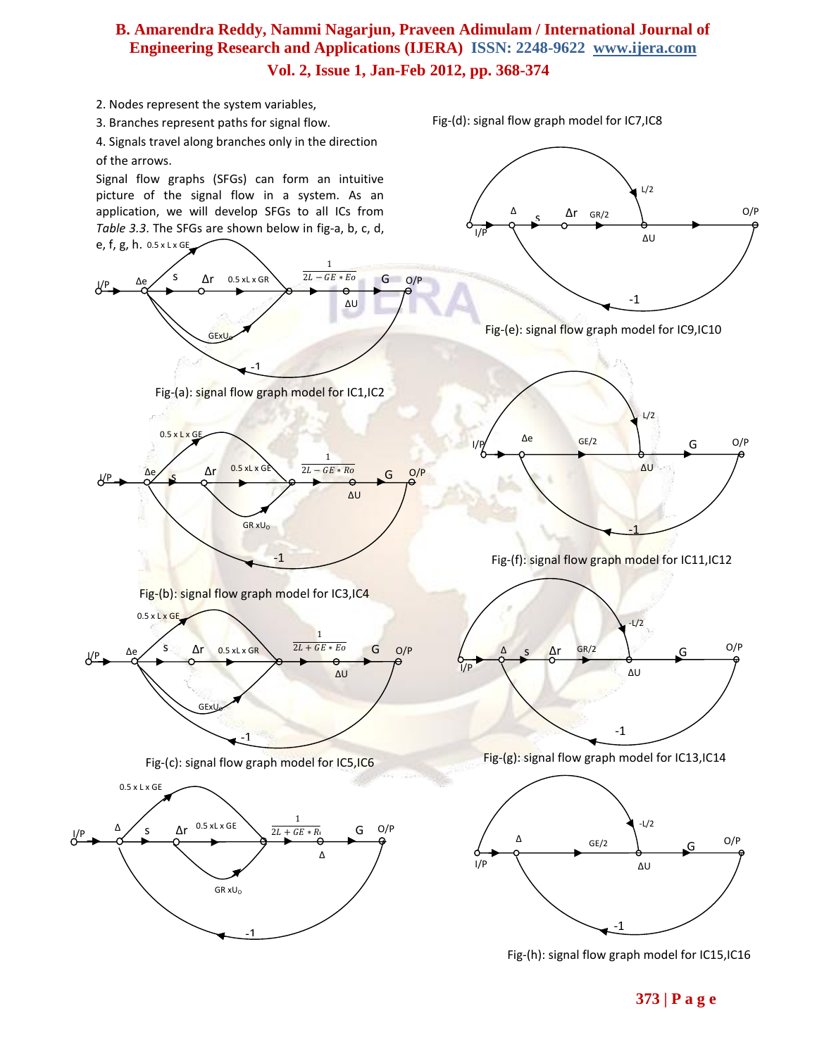2. Nodes represent the system variables,

3. Branches represent paths for signal flow.

4. Signals travel along branches only in the direction of the arrows.

Signal flow graphs (SFGs) can form an intuitive picture of the signal flow in a system. As an application, we will develop SFGs to all ICs from *Table 3.3*. The SFGs are shown below in fig-a, b, c, d, e, f, g, h.

Fig-(a): signal flow graph model for IC1,IC2

Fig-(b): signal flow graph model for IC3,IC4

Fig-(c): signal flow graph model for IC5,IC6

Fig-(d): signal flow graph model for IC7,IC8

Fig-(e): signal flow graph model for IC9,IC10

Fig-(f): signal flow graph model for IC11,IC12

Fig-(g): signal flow graph model for IC13,IC14

Fig-(h): signal flow graph model for IC15,IC16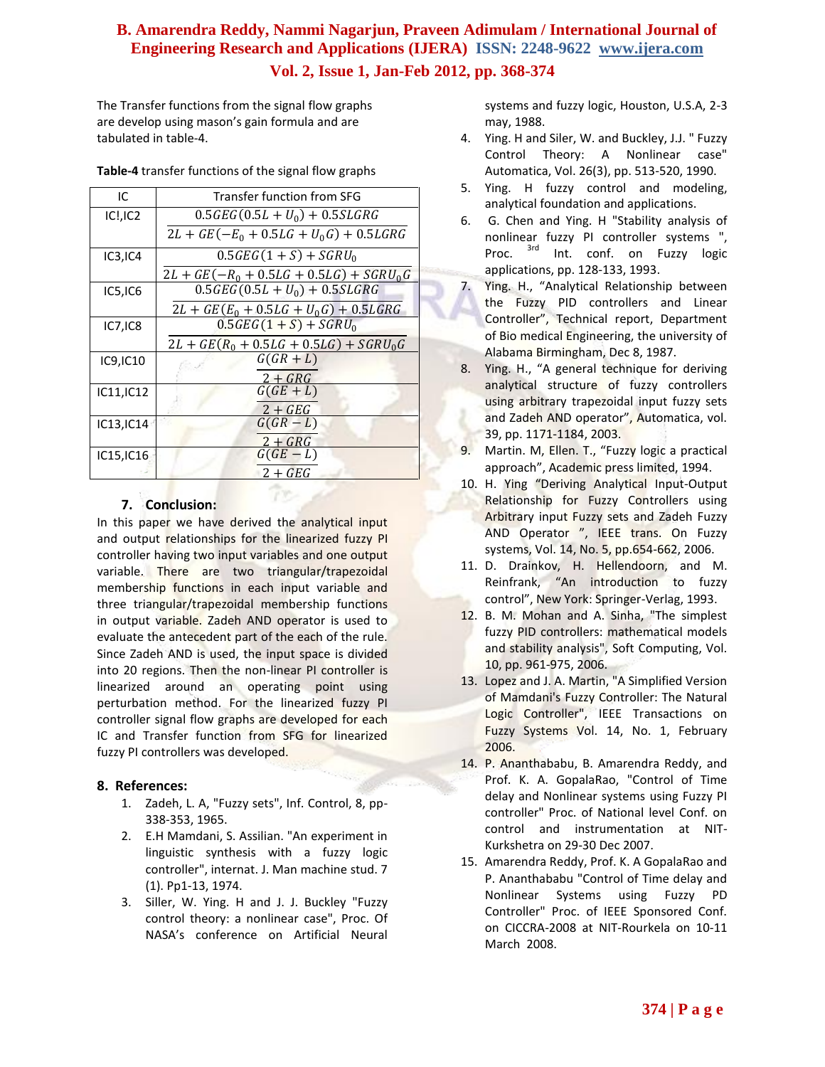The Transfer functions from the signal flow graphs are develop using mason's gain formula and are tabulated in table-4.

**Table-4** transfer functions of the signal flow graphs

| IC | Transfer function from SFG |
|---|---|
| IC!,IC2 | $\dfrac{0.5GEG(0.5L+U_0)+0.5SLGRG}{2L+GE(-E_0+0.5LG+U_0G)+0.5LGRG}$ |
| IC3,IC4 | $\dfrac{0.5GEG(1+S)+SGRU_0}{2L+GE(-R_0+0.5LG+0.5LG)+SGRU_0G}$ |
| IC5,IC6 | $\dfrac{0.5GEG(0.5L+U_0)+0.5SLGRG}{2L+GE(E_0+0.5LG+U_0G)+0.5LGRG}$ |
| IC7,IC8 | $\dfrac{0.5GEG(1+S)+SGRU_0}{2L+GE(R_0+0.5LG+0.5LG)+SGRU_0G}$ |
| IC9,IC10 | $\dfrac{G(GR+L)}{2+GRG}$ |
| IC11,IC12 | $\dfrac{G(GE+L)}{2+GEG}$ |
| IC13,IC14 | $\dfrac{G(GR-L)}{2+GRG}$ |
| IC15,IC16 | $\dfrac{G(GE-L)}{2+GEG}$ |

## 7. Conclusion:

In this paper we have derived the analytical input and output relationships for the linearized fuzzy PI controller having two input variables and one output variable. There are two triangular/trapezoidal membership functions in each input variable and three triangular/trapezoidal membership functions in output variable. Zadeh AND operator is used to evaluate the antecedent part of the each of the rule. Since Zadeh AND is used, the input space is divided into 20 regions. Then the non-linear PI controller is linearized around an operating point using perturbation method. For the linearized fuzzy PI controller signal flow graphs are developed for each IC and Transfer function from SFG for linearized fuzzy PI controllers was developed.

## 8. References:

1. Zadeh, L. A, "Fuzzy sets", Inf. Control, 8, pp-338-353, 1965.
2. E.H Mamdani, S. Assilian. "An experiment in linguistic synthesis with a fuzzy logic controller", internat. J. Man machine stud. 7 (1). Pp1-13, 1974.
3. Siller, W. Ying. H and J. J. Buckley "Fuzzy control theory: a nonlinear case", Proc. Of NASA's conference on Artificial Neural systems and fuzzy logic, Houston, U.S.A, 2-3 may, 1988.
4. Ying. H and Siler, W. and Buckley, J.J. " Fuzzy Control Theory: A Nonlinear case" Automatica, Vol. 26(3), pp. 513-520, 1990.
5. Ying. H fuzzy control and modeling, analytical foundation and applications.
6. G. Chen and Ying. H "Stability analysis of nonlinear fuzzy PI controller systems ", Proc. 3rd Int. conf. on Fuzzy logic applications, pp. 128-133, 1993.
7. Ying. H., "Analytical Relationship between the Fuzzy PID controllers and Linear Controller", Technical report, Department of Bio medical Engineering, the university of Alabama Birmingham, Dec 8, 1987.
8. Ying. H., "A general technique for deriving analytical structure of fuzzy controllers using arbitrary trapezoidal input fuzzy sets and Zadeh AND operator", Automatica, vol. 39, pp. 1171-1184, 2003.
9. Martin. M, Ellen. T., "Fuzzy logic a practical approach", Academic press limited, 1994.
10. H. Ying "Deriving Analytical Input-Output Relationship for Fuzzy Controllers using Arbitrary input Fuzzy sets and Zadeh Fuzzy AND Operator ", IEEE trans. On Fuzzy systems, Vol. 14, No. 5, pp.654-662, 2006.
11. D. Drainkov, H. Hellendoorn, and M. Reinfrank, "An introduction to fuzzy control", New York: Springer-Verlag, 1993.
12. B. M. Mohan and A. Sinha, "The simplest fuzzy PID controllers: mathematical models and stability analysis", Soft Computing, Vol. 10, pp. 961-975, 2006.
13. Lopez and J. A. Martin, "A Simplified Version of Mamdani's Fuzzy Controller: The Natural Logic Controller", IEEE Transactions on Fuzzy Systems Vol. 14, No. 1, February 2006.
14. P. Ananthababu, B. Amarendra Reddy, and Prof. K. A. GopalaRao, "Control of Time delay and Nonlinear systems using Fuzzy PI controller" Proc. of National level Conf. on control and instrumentation at NIT-Kurkshetra on 29-30 Dec 2007.
15. Amarendra Reddy, Prof. K. A GopalaRao and P. Ananthababu "Control of Time delay and Nonlinear Systems using Fuzzy PD Controller" Proc. of IEEE Sponsored Conf. on CICCRA-2008 at NIT-Rourkela on 10-11 March 2008.